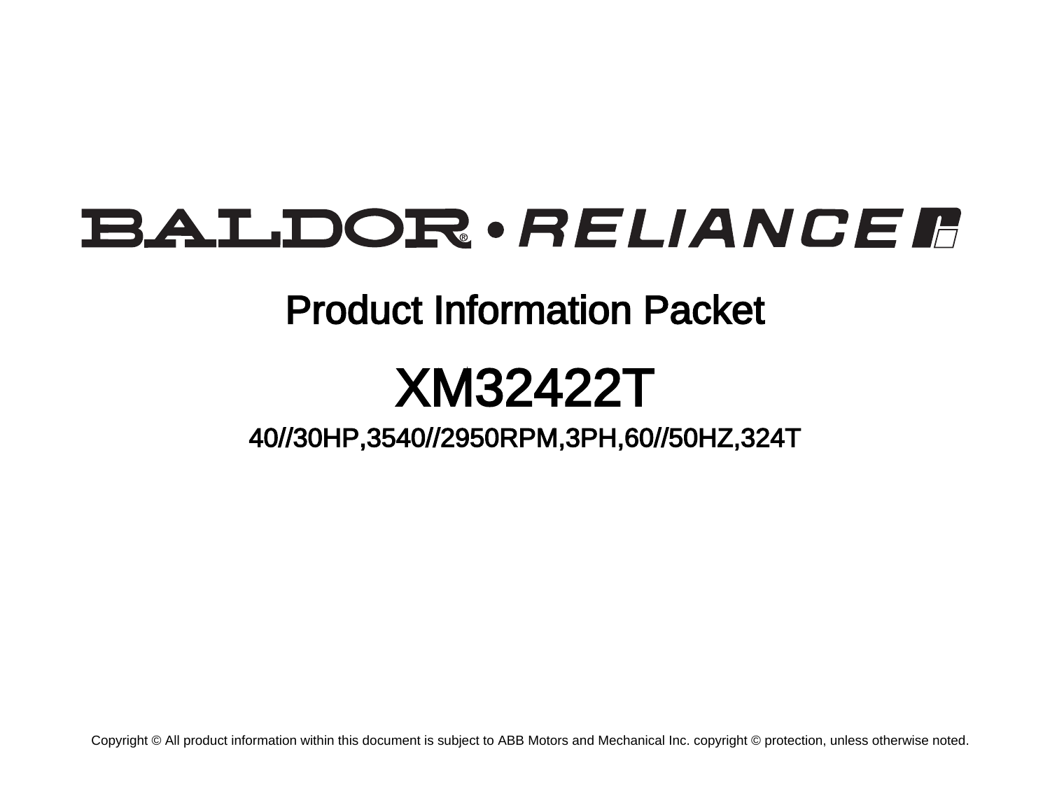# BALDOR • RELIANCE

## Product Information Packet

# XM32422T

### 40//30HP,3540//2950RPM,3PH,60//50HZ,324T

Copyright © All product information within this document is subject to ABB Motors and Mechanical Inc. copyright © protection, unless otherwise noted.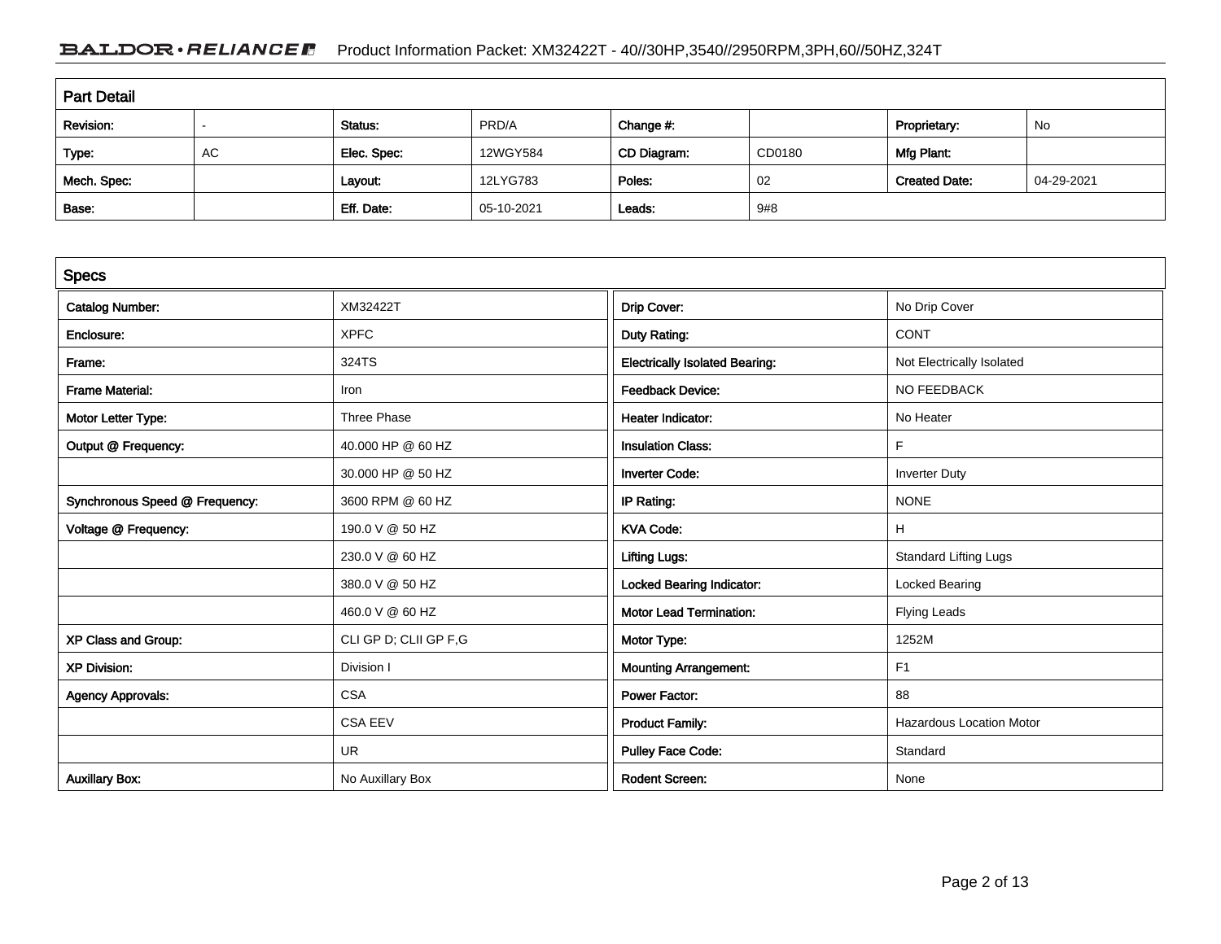## Part Detail

| Revision: | - | Status: | PRD/A | Change #: | | Proprietary: | No |
|---|---|---|---|---|---|---|---|
| Type: | AC | Elec. Spec: | 12WGY584 | CD Diagram: | CD0180 | Mfg Plant: | |
| Mech. Spec: | | Layout: | 12LYG783 | Poles: | 02 | Created Date: | 04-29-2021 |
| Base: | | Eff. Date: | 05-10-2021 | Leads: | 9#8 | | |

## Specs

| | | | |
|---|---|---|---|
| Catalog Number: | XM32422T | Drip Cover: | No Drip Cover |
| Enclosure: | XPFC | Duty Rating: | CONT |
| Frame: | 324TS | Electrically Isolated Bearing: | Not Electrically Isolated |
| Frame Material: | Iron | Feedback Device: | NO FEEDBACK |
| Motor Letter Type: | Three Phase | Heater Indicator: | No Heater |
| Output @ Frequency: | 40.000 HP @ 60 HZ | Insulation Class: | F |
| | 30.000 HP @ 50 HZ | Inverter Code: | Inverter Duty |
| Synchronous Speed @ Frequency: | 3600 RPM @ 60 HZ | IP Rating: | NONE |
| Voltage @ Frequency: | 190.0 V @ 50 HZ | KVA Code: | H |
| | 230.0 V @ 60 HZ | Lifting Lugs: | Standard Lifting Lugs |
| | 380.0 V @ 50 HZ | Locked Bearing Indicator: | Locked Bearing |
| | 460.0 V @ 60 HZ | Motor Lead Termination: | Flying Leads |
| XP Class and Group: | CLI GP D; CLII GP F,G | Motor Type: | 1252M |
| XP Division: | Division I | Mounting Arrangement: | F1 |
| Agency Approvals: | CSA | Power Factor: | 88 |
| | CSA EEV | Product Family: | Hazardous Location Motor |
| | UR | Pulley Face Code: | Standard |
| Auxillary Box: | No Auxillary Box | Rodent Screen: | None |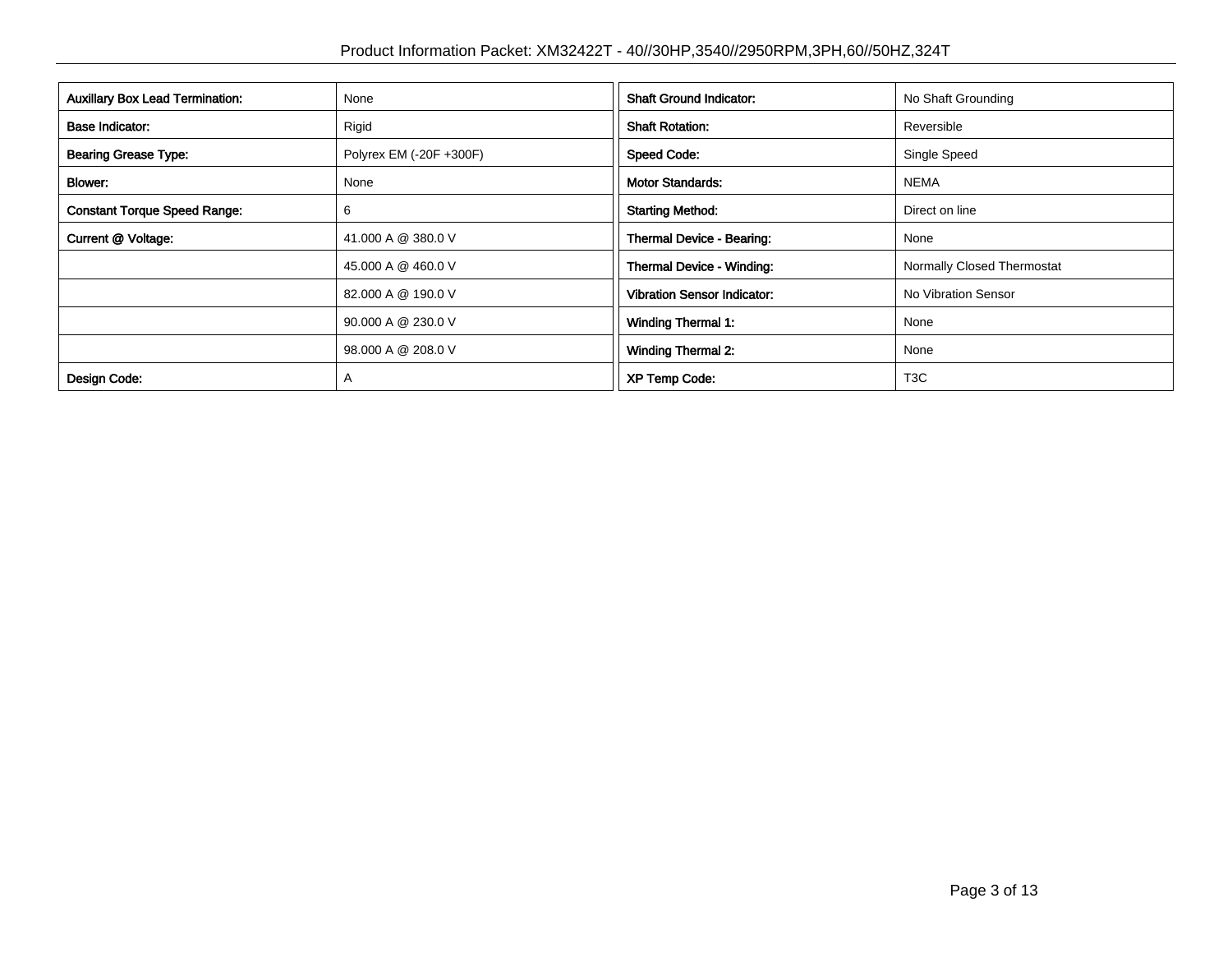| | |
|---|---|
| **Auxillary Box Lead Termination:** | None |
| **Base Indicator:** | Rigid |
| **Bearing Grease Type:** | Polyrex EM (-20F +300F) |
| **Blower:** | None |
| **Constant Torque Speed Range:** | 6 |
| **Current @ Voltage:** | 41.000 A @ 380.0 V |
| | 45.000 A @ 460.0 V |
| | 82.000 A @ 190.0 V |
| | 90.000 A @ 230.0 V |
| | 98.000 A @ 208.0 V |
| **Design Code:** | A |

| | |
|---|---|
| **Shaft Ground Indicator:** | No Shaft Grounding |
| **Shaft Rotation:** | Reversible |
| **Speed Code:** | Single Speed |
| **Motor Standards:** | NEMA |
| **Starting Method:** | Direct on line |
| **Thermal Device - Bearing:** | None |
| **Thermal Device - Winding:** | Normally Closed Thermostat |
| **Vibration Sensor Indicator:** | No Vibration Sensor |
| **Winding Thermal 1:** | None |
| **Winding Thermal 2:** | None |
| **XP Temp Code:** | T3C |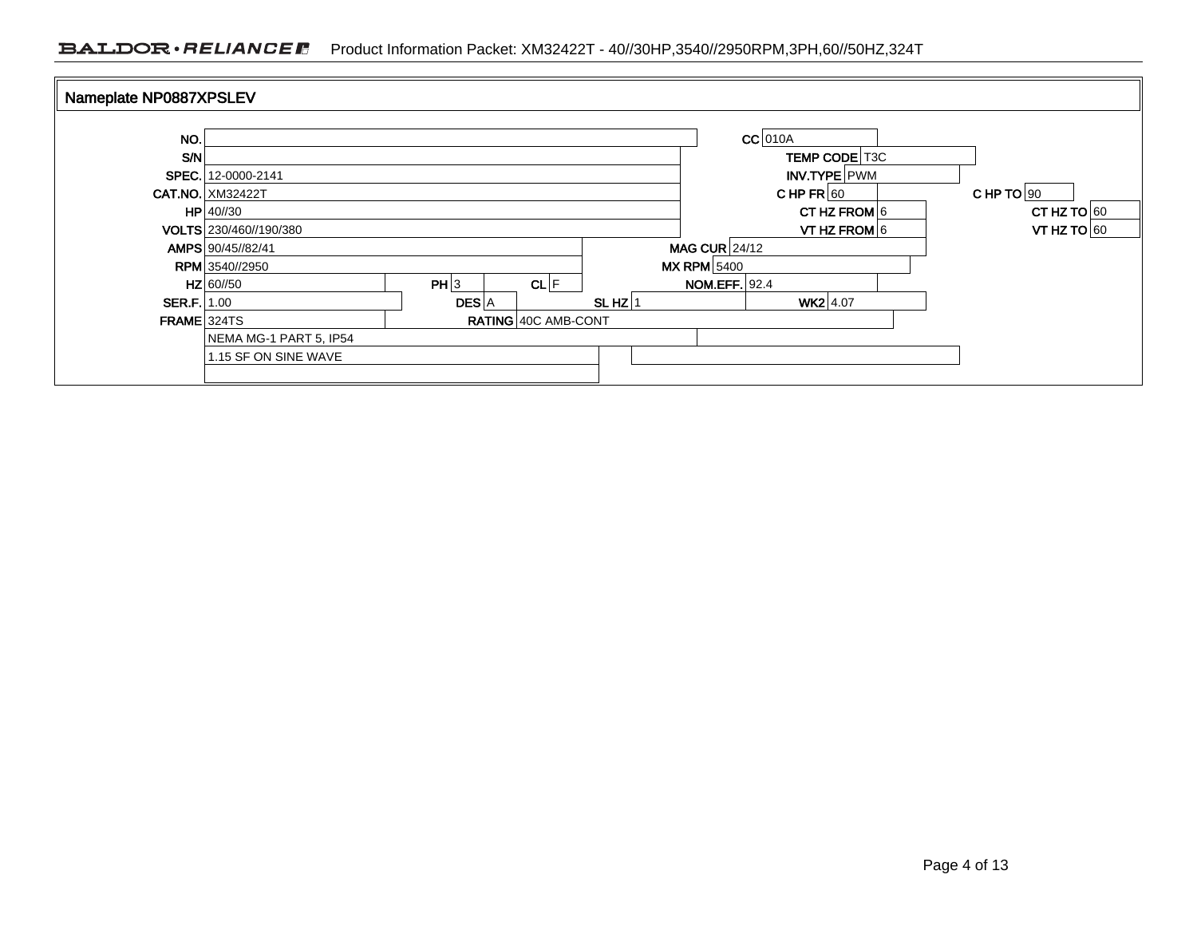## Nameplate NP0887XPSLEV

| Field | Value | Field | Value | Field | Value | Field | Value |
|---|---|---|---|---|---|---|---|
| NO. | | | | CC | 010A | | |
| S/N | | | | TEMP CODE | T3C | | |
| SPEC. | 12-0000-2141 | | | INV.TYPE | PWM | | |
| CAT.NO. | XM32422T | | | C HP FR | 60 | C HP TO | 90 |
| HP | 40//30 | | | CT HZ FROM | 6 | CT HZ TO | 60 |
| VOLTS | 230/460//190/380 | | | VT HZ FROM | 6 | VT HZ TO | 60 |
| AMPS | 90/45//82/41 | | | MAG CUR | 24/12 | | |
| RPM | 3540//2950 | | | MX RPM | 5400 | | |
| HZ | 60//50 | PH | 3 | CL | F | NOM.EFF. | 92.4 |
| SER.F. | 1.00 | DES | A | SL HZ | 1 | WK2 | 4.07 |
| FRAME | 324TS | RATING | 40C AMB-CONT | | | | |
| | NEMA MG-1 PART 5, IP54 | | | | | | |
| | 1.15 SF ON SINE WAVE | | | | | | |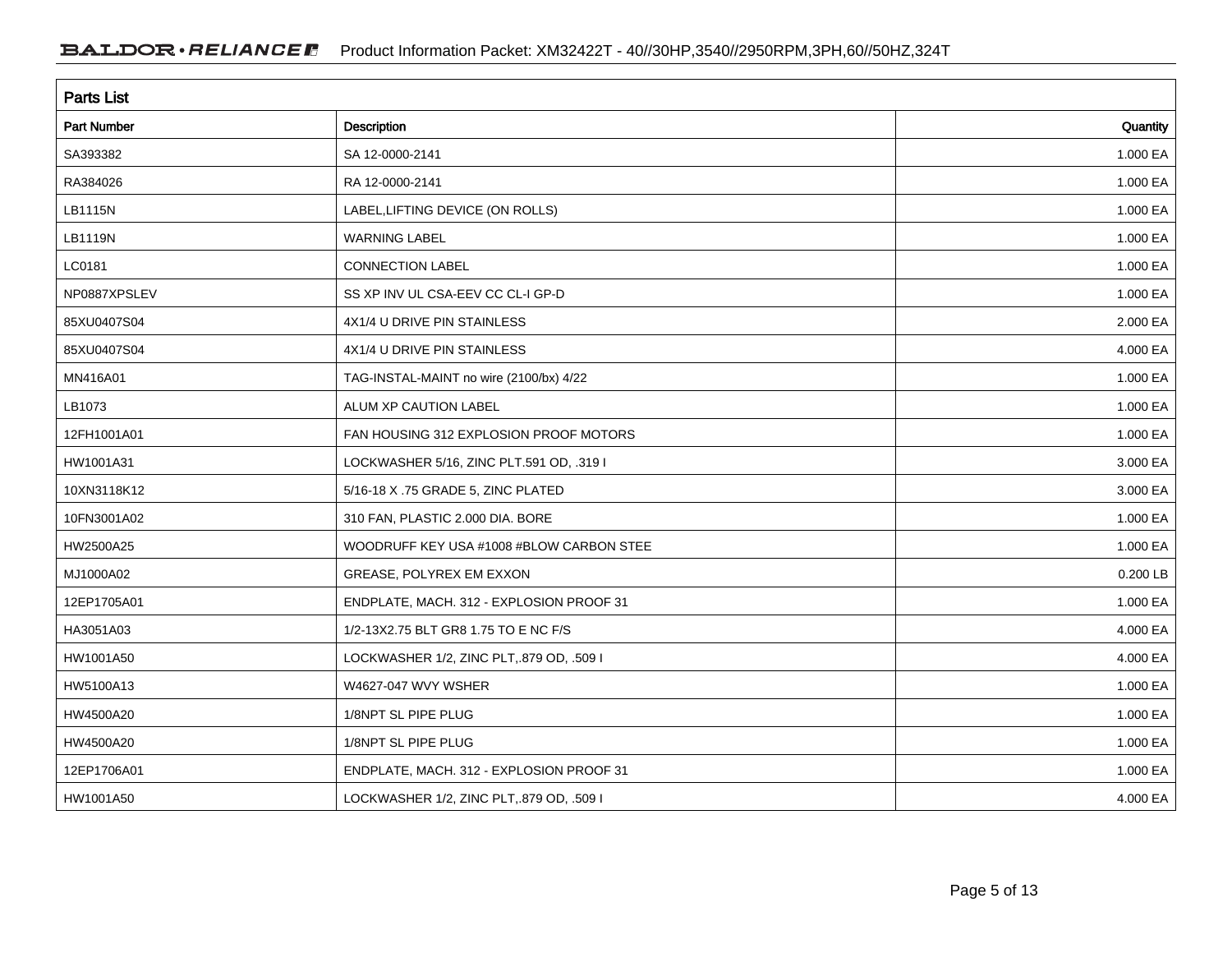## Parts List

| Part Number | Description | Quantity |
|---|---|---|
| SA393382 | SA 12-0000-2141 | 1.000 EA |
| RA384026 | RA 12-0000-2141 | 1.000 EA |
| LB1115N | LABEL,LIFTING DEVICE (ON ROLLS) | 1.000 EA |
| LB1119N | WARNING LABEL | 1.000 EA |
| LC0181 | CONNECTION LABEL | 1.000 EA |
| NP0887XPSLEV | SS XP INV UL CSA-EEV CC CL-I GP-D | 1.000 EA |
| 85XU0407S04 | 4X1/4 U DRIVE PIN STAINLESS | 2.000 EA |
| 85XU0407S04 | 4X1/4 U DRIVE PIN STAINLESS | 4.000 EA |
| MN416A01 | TAG-INSTAL-MAINT no wire (2100/bx) 4/22 | 1.000 EA |
| LB1073 | ALUM XP CAUTION LABEL | 1.000 EA |
| 12FH1001A01 | FAN HOUSING 312 EXPLOSION PROOF MOTORS | 1.000 EA |
| HW1001A31 | LOCKWASHER 5/16, ZINC PLT.591 OD, .319 I | 3.000 EA |
| 10XN3118K12 | 5/16-18 X .75 GRADE 5, ZINC PLATED | 3.000 EA |
| 10FN3001A02 | 310 FAN, PLASTIC 2.000 DIA. BORE | 1.000 EA |
| HW2500A25 | WOODRUFF KEY USA #1008 #BLOW CARBON STEE | 1.000 EA |
| MJ1000A02 | GREASE, POLYREX EM EXXON | 0.200 LB |
| 12EP1705A01 | ENDPLATE, MACH. 312 - EXPLOSION PROOF 31 | 1.000 EA |
| HA3051A03 | 1/2-13X2.75 BLT GR8 1.75 TO E NC F/S | 4.000 EA |
| HW1001A50 | LOCKWASHER 1/2, ZINC PLT,.879 OD, .509 I | 4.000 EA |
| HW5100A13 | W4627-047 WVY WSHER | 1.000 EA |
| HW4500A20 | 1/8NPT SL PIPE PLUG | 1.000 EA |
| HW4500A20 | 1/8NPT SL PIPE PLUG | 1.000 EA |
| 12EP1706A01 | ENDPLATE, MACH. 312 - EXPLOSION PROOF 31 | 1.000 EA |
| HW1001A50 | LOCKWASHER 1/2, ZINC PLT,.879 OD, .509 I | 4.000 EA |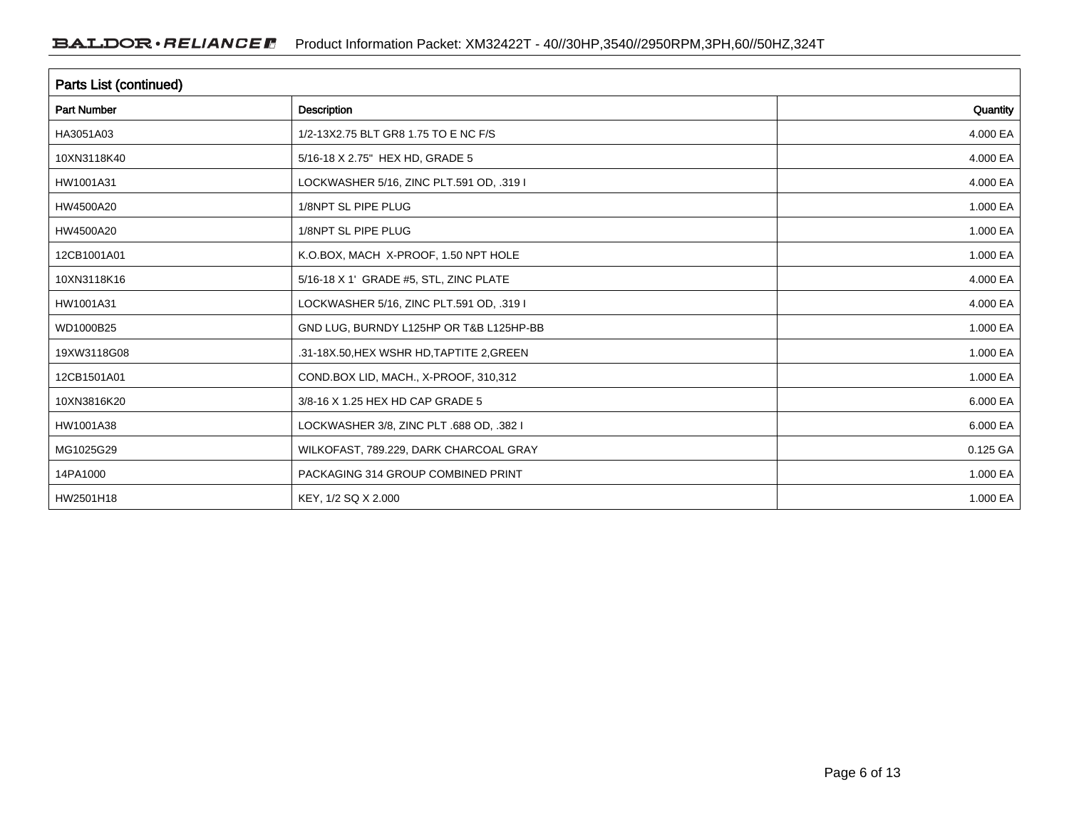## Parts List (continued)

| Part Number | Description | Quantity |
|---|---|---|
| HA3051A03 | 1/2-13X2.75 BLT GR8 1.75 TO E NC F/S | 4.000 EA |
| 10XN3118K40 | 5/16-18 X 2.75"  HEX HD, GRADE 5 | 4.000 EA |
| HW1001A31 | LOCKWASHER 5/16, ZINC PLT.591 OD, .319 I | 4.000 EA |
| HW4500A20 | 1/8NPT SL PIPE PLUG | 1.000 EA |
| HW4500A20 | 1/8NPT SL PIPE PLUG | 1.000 EA |
| 12CB1001A01 | K.O.BOX, MACH  X-PROOF, 1.50 NPT HOLE | 1.000 EA |
| 10XN3118K16 | 5/16-18 X 1'  GRADE #5, STL, ZINC PLATE | 4.000 EA |
| HW1001A31 | LOCKWASHER 5/16, ZINC PLT.591 OD, .319 I | 4.000 EA |
| WD1000B25 | GND LUG, BURNDY L125HP OR T&B L125HP-BB | 1.000 EA |
| 19XW3118G08 | .31-18X.50,HEX WSHR HD,TAPTITE 2,GREEN | 1.000 EA |
| 12CB1501A01 | COND.BOX LID, MACH., X-PROOF, 310,312 | 1.000 EA |
| 10XN3816K20 | 3/8-16 X 1.25 HEX HD CAP GRADE 5 | 6.000 EA |
| HW1001A38 | LOCKWASHER 3/8, ZINC PLT .688 OD, .382 I | 6.000 EA |
| MG1025G29 | WILKOFAST, 789.229, DARK CHARCOAL GRAY | 0.125 GA |
| 14PA1000 | PACKAGING 314 GROUP COMBINED PRINT | 1.000 EA |
| HW2501H18 | KEY, 1/2 SQ X 2.000 | 1.000 EA |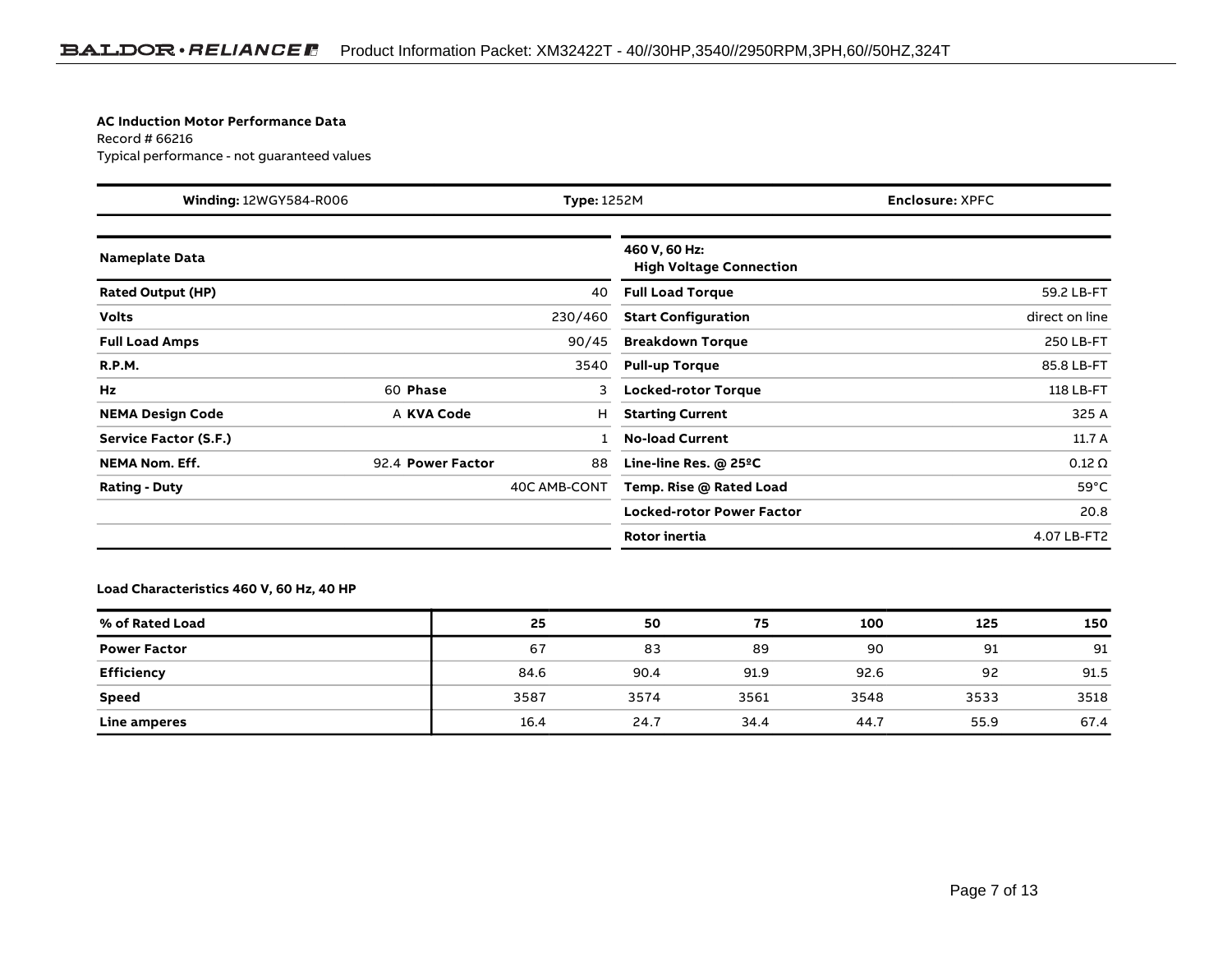**AC Induction Motor Performance Data**
Record # 66216
Typical performance - not guaranteed values

| **Winding:** 12WGY584-R006 | **Type:** 1252M | **Enclosure:** XPFC |
|---|---|---|

| Nameplate Data | | | |
|---|---|---|---|
| **Rated Output (HP)** | | | 40 |
| **Volts** | | | 230/460 |
| **Full Load Amps** | | | 90/45 |
| **R.P.M.** | | | 3540 |
| **Hz** | 60 | **Phase** | 3 |
| **NEMA Design Code** | A | **KVA Code** | H |
| **Service Factor (S.F.)** | | | 1 |
| **NEMA Nom. Eff.** | 92.4 | **Power Factor** | 88 |
| **Rating - Duty** | | | 40C AMB-CONT |

| 460 V, 60 Hz: High Voltage Connection | |
|---|---|
| **Full Load Torque** | 59.2 LB-FT |
| **Start Configuration** | direct on line |
| **Breakdown Torque** | 250 LB-FT |
| **Pull-up Torque** | 85.8 LB-FT |
| **Locked-rotor Torque** | 118 LB-FT |
| **Starting Current** | 325 A |
| **No-load Current** | 11.7 A |
| **Line-line Res. @ 25ºC** | 0.12 Ω |
| **Temp. Rise @ Rated Load** | 59°C |
| **Locked-rotor Power Factor** | 20.8 |
| **Rotor inertia** | 4.07 LB-FT2 |

**Load Characteristics 460 V, 60 Hz, 40 HP**

| % of Rated Load | 25 | 50 | 75 | 100 | 125 | 150 |
|---|---|---|---|---|---|---|
| **Power Factor** | 67 | 83 | 89 | 90 | 91 | 91 |
| **Efficiency** | 84.6 | 90.4 | 91.9 | 92.6 | 92 | 91.5 |
| **Speed** | 3587 | 3574 | 3561 | 3548 | 3533 | 3518 |
| **Line amperes** | 16.4 | 24.7 | 34.4 | 44.7 | 55.9 | 67.4 |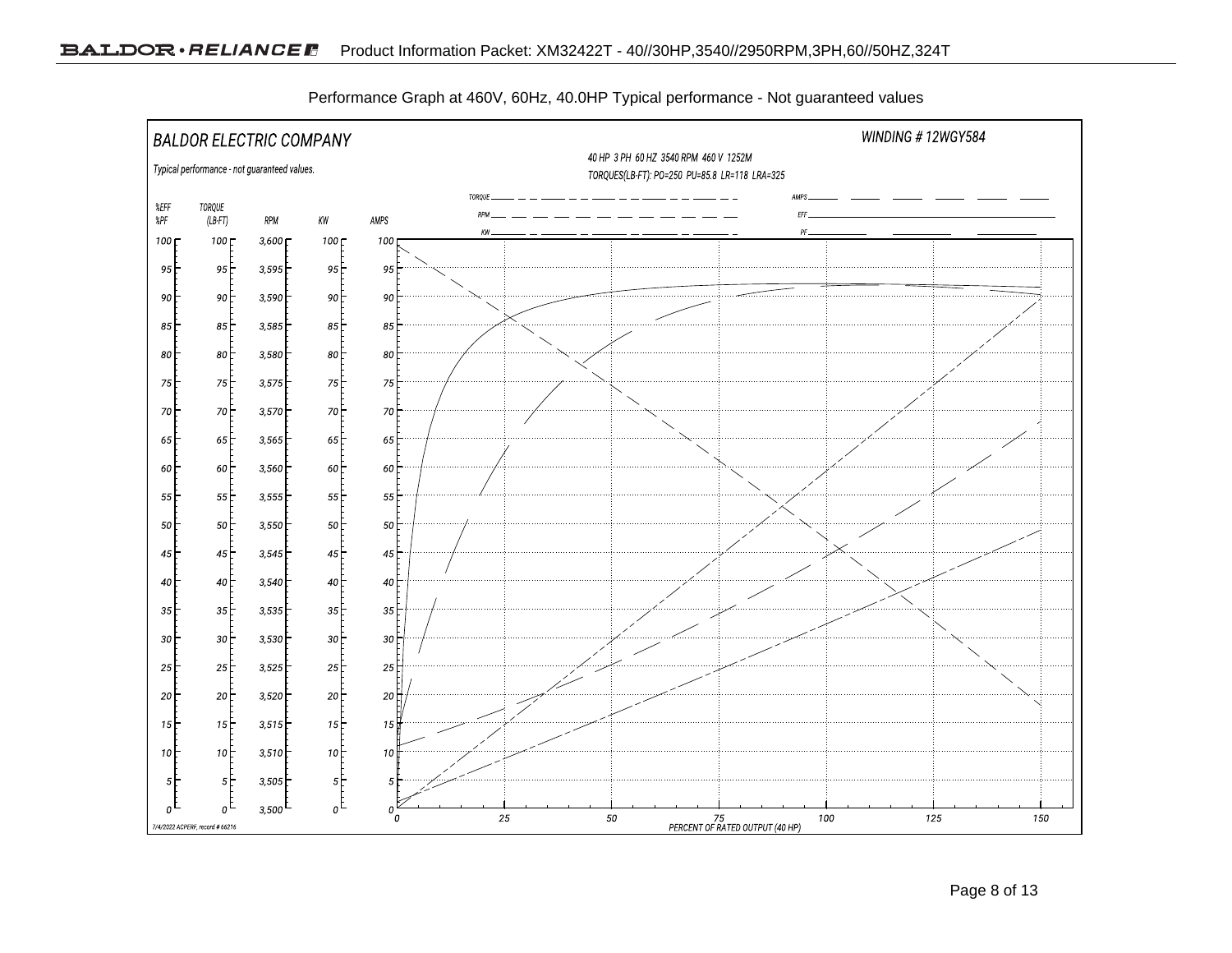Performance Graph at 460V, 60Hz, 40.0HP Typical performance - Not guaranteed values

BALDOR ELECTRIC COMPANY

WINDING # 12WGY584

40 HP 3 PH 60 HZ 3540 RPM 460 V 1252M

TORQUES(LB-FT): PO=250 PU=85.8 LR=118 LRA=325

Typical performance - not guaranteed values.

TORQUE — RPM — KW — AMPS — EFF — PF

| %EFF %PF | TORQUE (LB-FT) | RPM | KW | AMPS |
|---|---|---|---|---|
| 100 | 100 | 3,600 | 100 | 100 |
| 95 | 95 | 3,595 | 95 | 95 |
| 90 | 90 | 3,590 | 90 | 90 |
| 85 | 85 | 3,585 | 85 | 85 |
| 80 | 80 | 3,580 | 80 | 80 |
| 75 | 75 | 3,575 | 75 | 75 |
| 70 | 70 | 3,570 | 70 | 70 |
| 65 | 65 | 3,565 | 65 | 65 |
| 60 | 60 | 3,560 | 60 | 60 |
| 55 | 55 | 3,555 | 55 | 55 |
| 50 | 50 | 3,550 | 50 | 50 |
| 45 | 45 | 3,545 | 45 | 45 |
| 40 | 40 | 3,540 | 40 | 40 |
| 35 | 35 | 3,535 | 35 | 35 |
| 30 | 30 | 3,530 | 30 | 30 |
| 25 | 25 | 3,525 | 25 | 25 |
| 20 | 20 | 3,520 | 20 | 20 |
| 15 | 15 | 3,515 | 15 | 15 |
| 10 | 10 | 3,510 | 10 | 10 |
| 5 | 5 | 3,505 | 5 | 5 |
| 0 | 0 | 3,500 | 0 | 0 |

0 25 50 75 100 125 150

PERCENT OF RATED OUTPUT (40 HP)

7/4/2022 ACPERF, record # 66216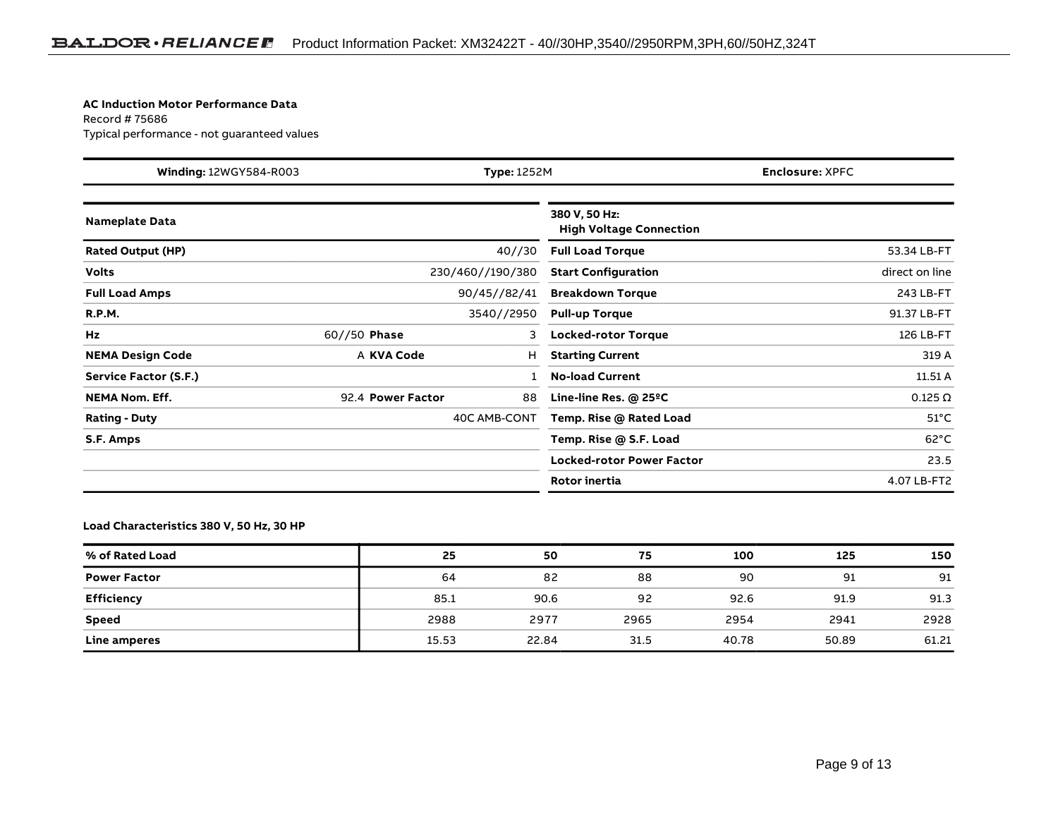**AC Induction Motor Performance Data**
Record # 75686
Typical performance - not guaranteed values

| **Winding:** 12WGY584-R003 | **Type:** 1252M | **Enclosure:** XPFC |
|---|---|---|

| **Nameplate Data** | | | |
|---|---|---|---|
| **Rated Output (HP)** | | | 40//30 |
| **Volts** | | | 230/460//190/380 |
| **Full Load Amps** | | | 90/45//82/41 |
| **R.P.M.** | | | 3540//2950 |
| **Hz** | 60//50 | **Phase** | 3 |
| **NEMA Design Code** | A | **KVA Code** | H |
| **Service Factor (S.F.)** | | | 1 |
| **NEMA Nom. Eff.** | 92.4 | **Power Factor** | 88 |
| **Rating - Duty** | | | 40C AMB-CONT |
| **S.F. Amps** | | | |

| **380 V, 50 Hz: High Voltage Connection** | |
|---|---|
| **Full Load Torque** | 53.34 LB-FT |
| **Start Configuration** | direct on line |
| **Breakdown Torque** | 243 LB-FT |
| **Pull-up Torque** | 91.37 LB-FT |
| **Locked-rotor Torque** | 126 LB-FT |
| **Starting Current** | 319 A |
| **No-load Current** | 11.51 A |
| **Line-line Res. @ 25ºC** | 0.125 Ω |
| **Temp. Rise @ Rated Load** | 51°C |
| **Temp. Rise @ S.F. Load** | 62°C |
| **Locked-rotor Power Factor** | 23.5 |
| **Rotor inertia** | 4.07 LB-FT2 |

**Load Characteristics 380 V, 50 Hz, 30 HP**

| % of Rated Load | 25 | 50 | 75 | 100 | 125 | 150 |
|---|---|---|---|---|---|---|
| **Power Factor** | 64 | 82 | 88 | 90 | 91 | 91 |
| **Efficiency** | 85.1 | 90.6 | 92 | 92.6 | 91.9 | 91.3 |
| **Speed** | 2988 | 2977 | 2965 | 2954 | 2941 | 2928 |
| **Line amperes** | 15.53 | 22.84 | 31.5 | 40.78 | 50.89 | 61.21 |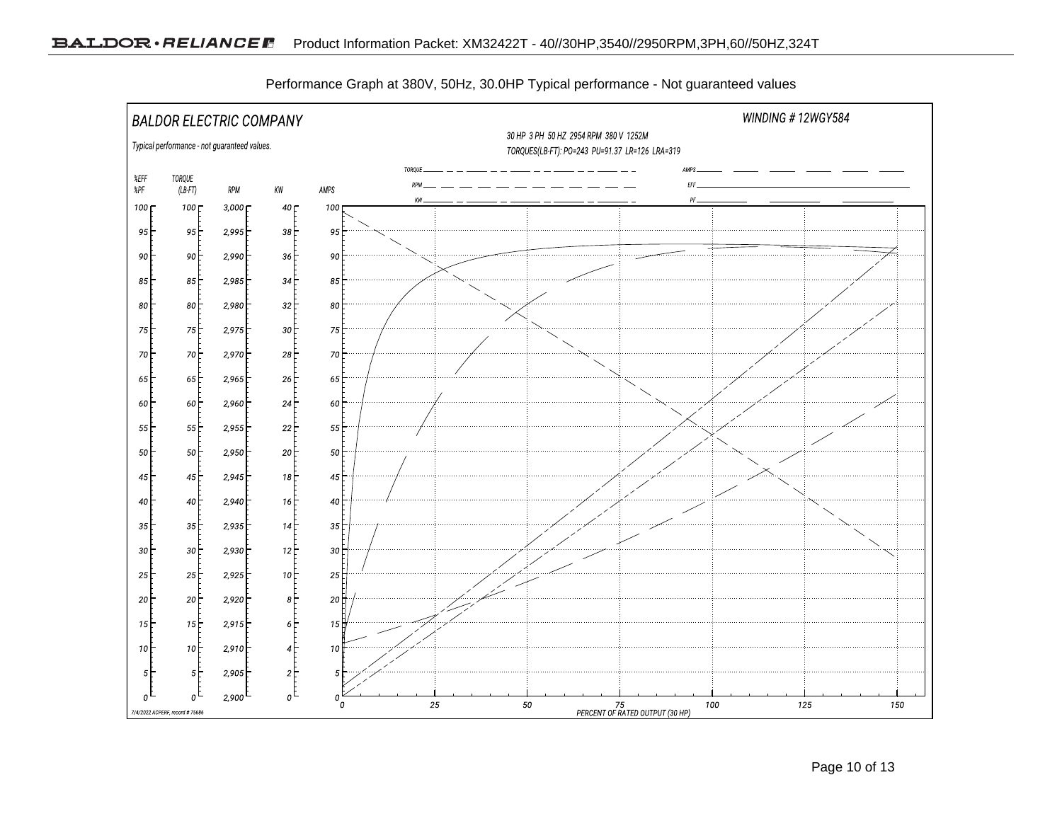Performance Graph at 380V, 50Hz, 30.0HP Typical performance - Not guaranteed values

BALDOR ELECTRIC COMPANY

WINDING # 12WGY584

30 HP 3 PH 50 HZ 2954 RPM 380 V 1252M

TORQUES(LB-FT): PO=243 PU=91.37 LR=126 LRA=319

Typical performance - not guaranteed values.

TORQUE, RPM, KW, AMPS, EFF, PF

| %EFF %PF | TORQUE (LB-FT) | RPM | KW | AMPS |
|---|---|---|---|---|
| 100 | 100 | 3,000 | 40 | 100 |
| 95 | 95 | 2,995 | 38 | 95 |
| 90 | 90 | 2,990 | 36 | 90 |
| 85 | 85 | 2,985 | 34 | 85 |
| 80 | 80 | 2,980 | 32 | 80 |
| 75 | 75 | 2,975 | 30 | 75 |
| 70 | 70 | 2,970 | 28 | 70 |
| 65 | 65 | 2,965 | 26 | 65 |
| 60 | 60 | 2,960 | 24 | 60 |
| 55 | 55 | 2,955 | 22 | 55 |
| 50 | 50 | 2,950 | 20 | 50 |
| 45 | 45 | 2,945 | 18 | 45 |
| 40 | 40 | 2,940 | 16 | 40 |
| 35 | 35 | 2,935 | 14 | 35 |
| 30 | 30 | 2,930 | 12 | 30 |
| 25 | 25 | 2,925 | 10 | 25 |
| 20 | 20 | 2,920 | 8 | 20 |
| 15 | 15 | 2,915 | 6 | 15 |
| 10 | 10 | 2,910 | 4 | 10 |
| 5 | 5 | 2,905 | 2 | 5 |
| 0 | 0 | 2,900 | 0 | 0 |

0 25 50 75 100 125 150

PERCENT OF RATED OUTPUT (30 HP)

7/4/2022 ACPERF, record # 75686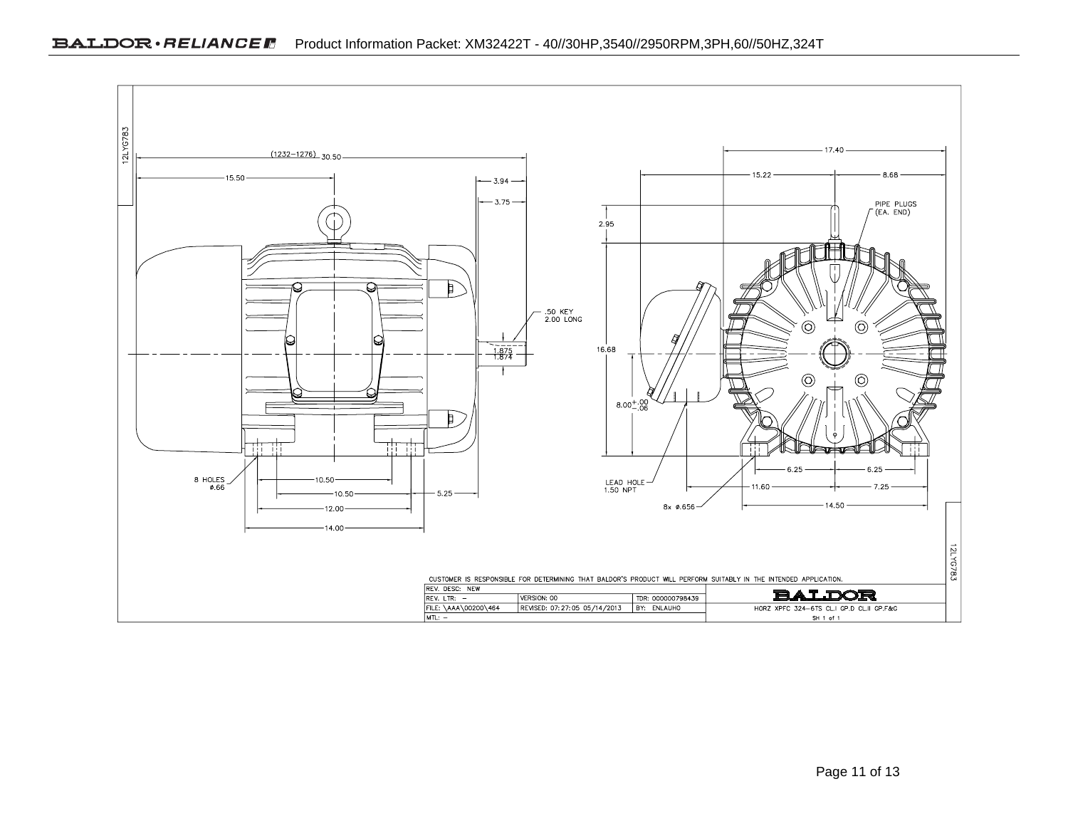12LYG783

(1232–1276) 30.50

15.50

3.94

3.75

.50 KEY
2.00 LONG

1.875
1.874

8 HOLES
ø.66

10.50

10.50

5.25

12.00

14.00

17.40

15.22

8.68

PIPE PLUGS
(EA. END)

2.95

16.68

$8.00^{+.00}_{-.06}$

LEAD HOLE
1.50 NPT

6.25

6.25

11.60

7.25

8x ø.656

14.50

CUSTOMER IS RESPONSIBLE FOR DETERMINING THAT BALDOR'S PRODUCT WILL PERFORM SUITABLY IN THE INTENDED APPLICATION.

| REV. DESC: NEW | | | BALDOR |
|---|---|---|---|
| REV. LTR: – | VERSION: 00 | TDR: 000000798439 | |
| FILE: \AAA\00200\464 | REVISED: 07:27:05 05/14/2013 | BY: ENLAUHO | HORZ XPFC 324-6TS CL.I GP.D CL.II GP.F&G |
| MTL: – | | | SH 1 of 1 |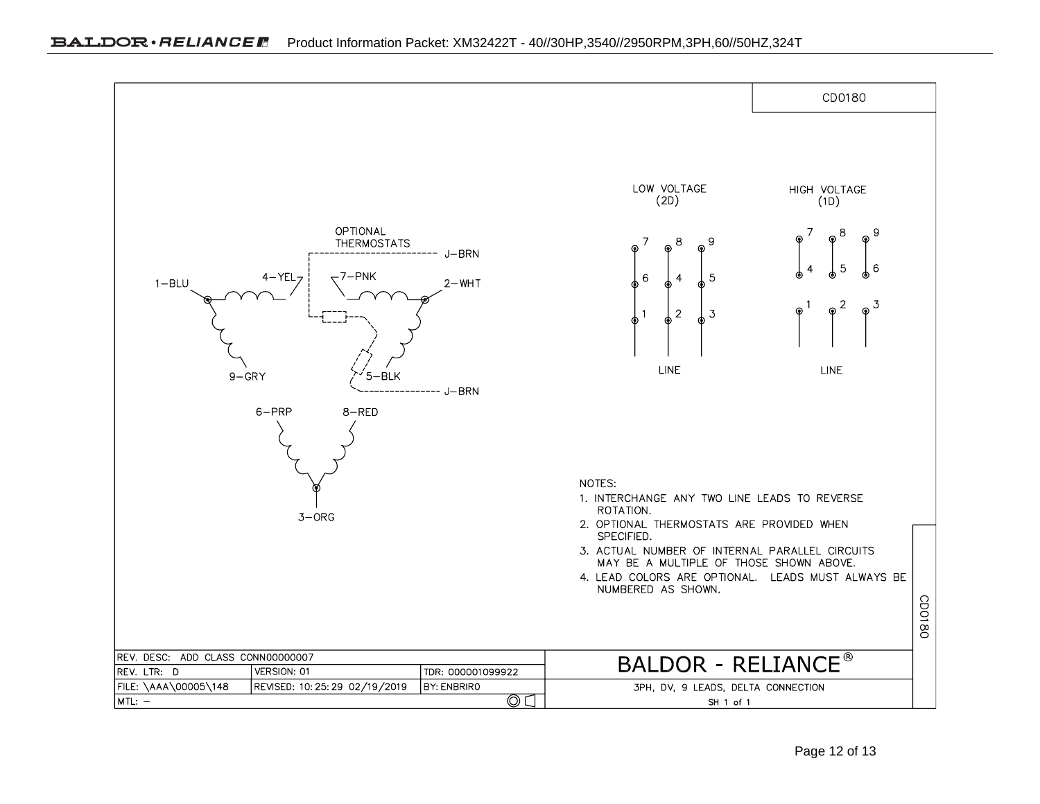CD0180

OPTIONAL THERMOSTATS

J–BRN

1–BLU 4–YEL 7–PNK 2–WHT

9–GRY 5–BLK

J–BRN

6–PRP 8–RED

3–ORG

LOW VOLTAGE (2D)

| 7 | 8 | 9 |
|---|---|---|
| 6 | 4 | 5 |
| 1 | 2 | 3 |

LINE

HIGH VOLTAGE (1D)

| 7 | 8 | 9 |
|---|---|---|
| 4 | 5 | 6 |
| 1 | 2 | 3 |

LINE

NOTES:

1. INTERCHANGE ANY TWO LINE LEADS TO REVERSE ROTATION.
2. OPTIONAL THERMOSTATS ARE PROVIDED WHEN SPECIFIED.
3. ACTUAL NUMBER OF INTERNAL PARALLEL CIRCUITS MAY BE A MULTIPLE OF THOSE SHOWN ABOVE.
4. LEAD COLORS ARE OPTIONAL. LEADS MUST ALWAYS BE NUMBERED AS SHOWN.

| REV. DESC: ADD CLASS CONN00000007 | | | BALDOR - RELIANCE® |
|---|---|---|---|
| REV. LTR: D | VERSION: 01 | TDR: 000001099922 | |
| FILE: \AAA\00005\148 | REVISED: 10:25:29 02/19/2019 | BY: ENBRIRO | 3PH, DV, 9 LEADS, DELTA CONNECTION |
| MTL: – | | | SH 1 of 1 |

CD0180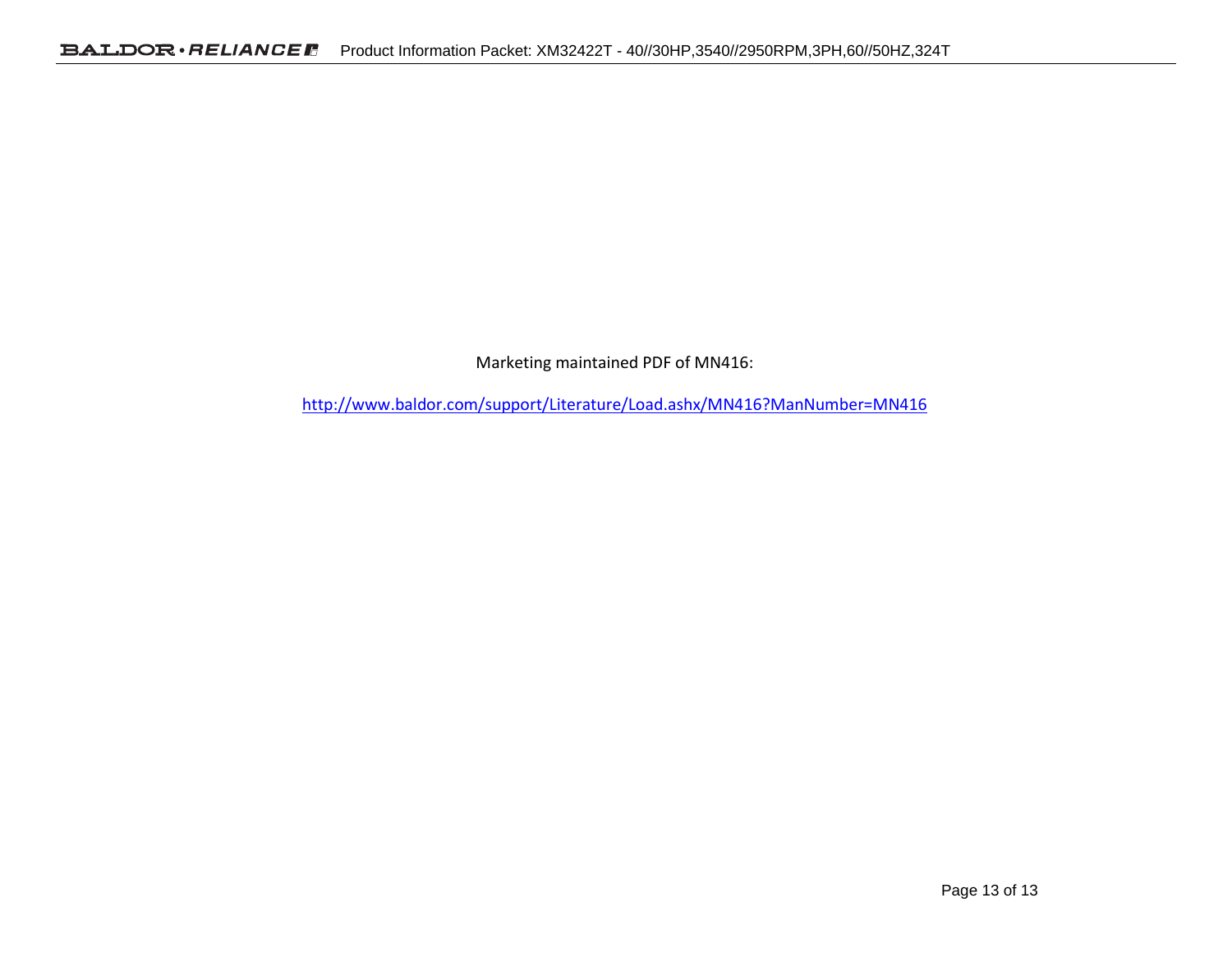Marketing maintained PDF of MN416:

http://www.baldor.com/support/Literature/Load.ashx/MN416?ManNumber=MN416